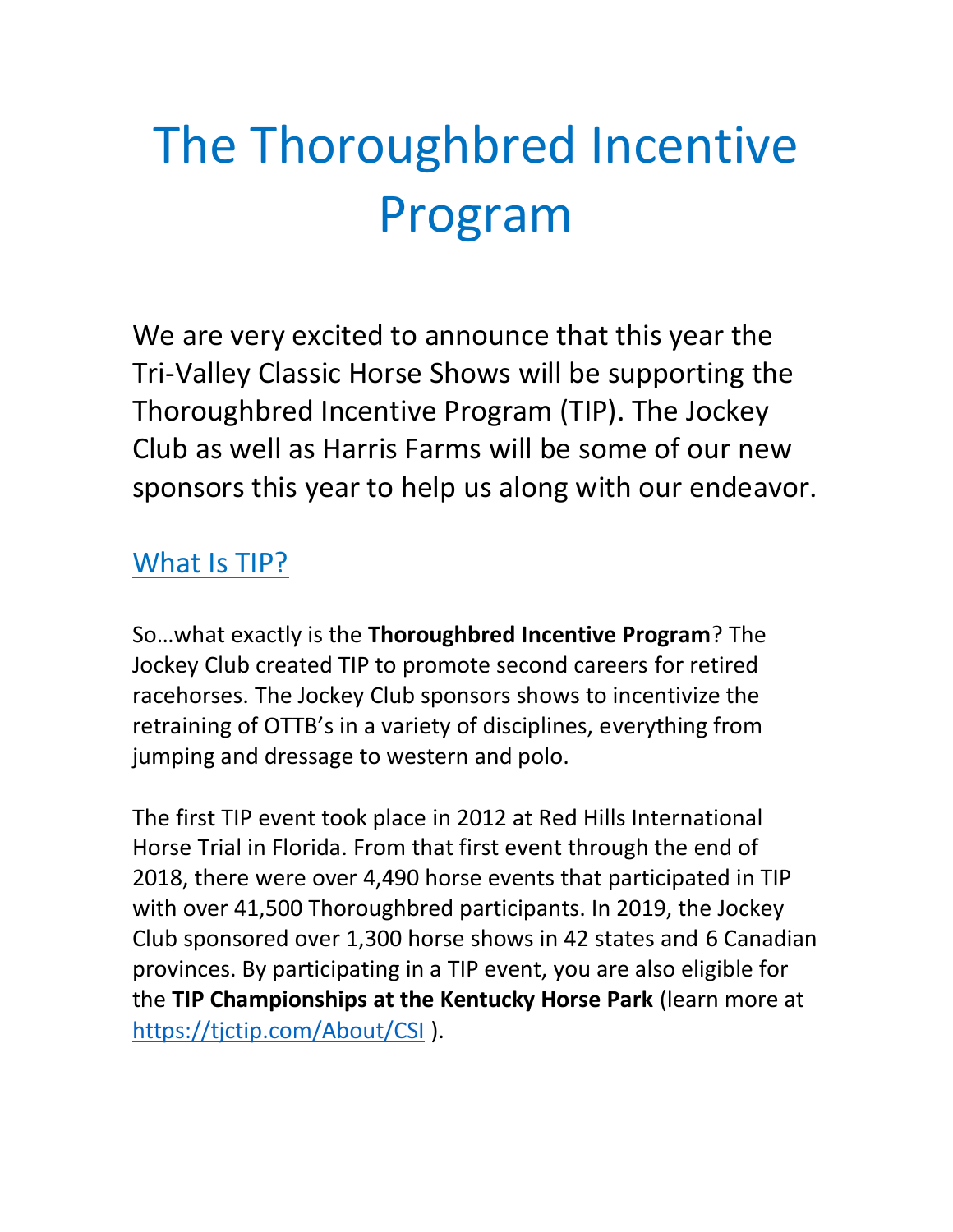# The Thoroughbred Incentive Program

We are very excited to announce that this year the Tri-Valley Classic Horse Shows will be supporting the Thoroughbred Incentive Program (TIP). The Jockey Club as well as Harris Farms will be some of our new sponsors this year to help us along with our endeavor.

## What Is TIP?

So…what exactly is the **Thoroughbred Incentive Program**? The Jockey Club created TIP to promote second careers for retired racehorses. The Jockey Club sponsors shows to incentivize the retraining of OTTB's in a variety of disciplines, everything from jumping and dressage to western and polo.

The first TIP event took place in 2012 at Red Hills International Horse Trial in Florida. From that first event through the end of 2018, there were over 4,490 horse events that participated in TIP with over 41,500 Thoroughbred participants. In 2019, the Jockey Club sponsored over 1,300 horse shows in 42 states and 6 Canadian provinces. By participating in a TIP event, you are also eligible for the **TIP Championships at the Kentucky Horse Park** (learn more at https://tjctip.com/About/CSI ).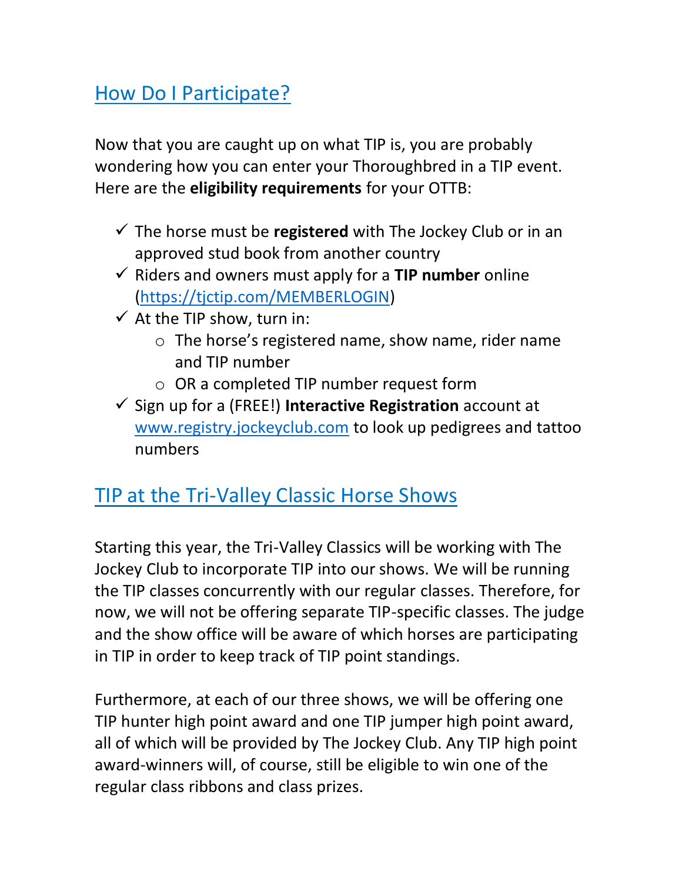## How Do I Participate?

Now that you are caught up on what TIP is, you are probably wondering how you can enter your Thoroughbred in a TIP event. Here are the **eligibility requirements** for your OTTB:

- ✓ The horse must be **registered** with The Jockey Club or in an approved stud book from another country
- ✓ Riders and owners must apply for a **TIP number** online (https://tjctip.com/MEMBERLOGIN)
- ✓ At the TIP show, turn in:
  - The horse's registered name, show name, rider name and TIP number
  - OR a completed TIP number request form
- ✓ Sign up for a (FREE!) **Interactive Registration** account at www.registry.jockeyclub.com to look up pedigrees and tattoo numbers

## TIP at the Tri-Valley Classic Horse Shows

Starting this year, the Tri-Valley Classics will be working with The Jockey Club to incorporate TIP into our shows. We will be running the TIP classes concurrently with our regular classes. Therefore, for now, we will not be offering separate TIP-specific classes. The judge and the show office will be aware of which horses are participating in TIP in order to keep track of TIP point standings.

Furthermore, at each of our three shows, we will be offering one TIP hunter high point award and one TIP jumper high point award, all of which will be provided by The Jockey Club. Any TIP high point award-winners will, of course, still be eligible to win one of the regular class ribbons and class prizes.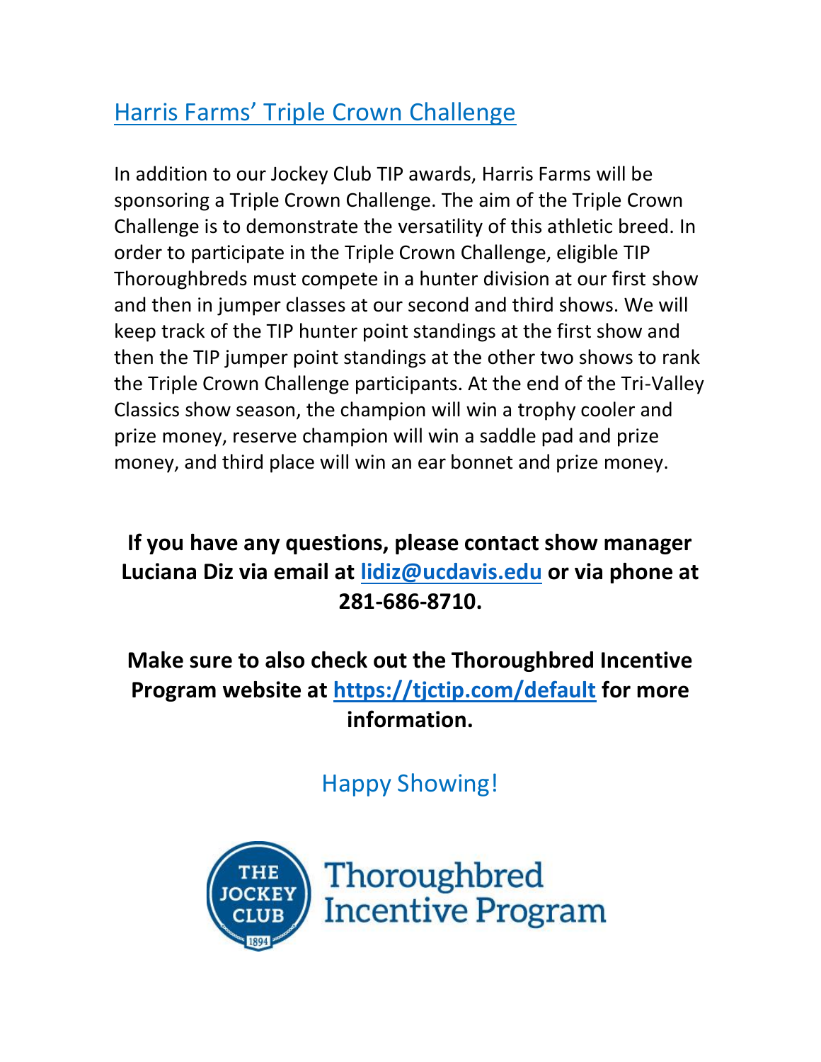## Harris Farms' Triple Crown Challenge

In addition to our Jockey Club TIP awards, Harris Farms will be sponsoring a Triple Crown Challenge. The aim of the Triple Crown Challenge is to demonstrate the versatility of this athletic breed. In order to participate in the Triple Crown Challenge, eligible TIP Thoroughbreds must compete in a hunter division at our first show and then in jumper classes at our second and third shows. We will keep track of the TIP hunter point standings at the first show and then the TIP jumper point standings at the other two shows to rank the Triple Crown Challenge participants. At the end of the Tri-Valley Classics show season, the champion will win a trophy cooler and prize money, reserve champion will win a saddle pad and prize money, and third place will win an ear bonnet and prize money.

**If you have any questions, please contact show manager Luciana Diz via email at [lidiz@ucdavis.edu](mailto:lidiz@ucdavis.edu) or via phone at 281-686-8710.**

**Make sure to also check out the Thoroughbred Incentive Program website at [https://tjctip.com/default](https://tjctip.com/default) for more information.**

Happy Showing!

THE JOCKEY CLUB 1894 Thoroughbred Incentive Program